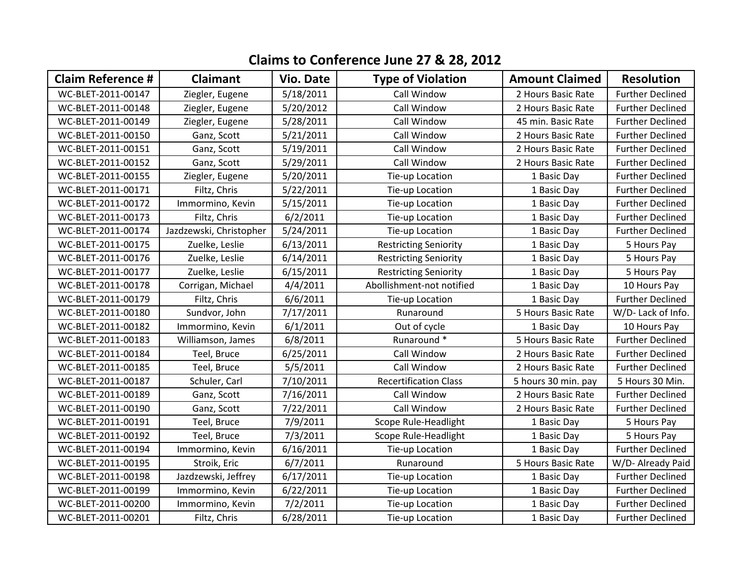# Claims to Conference June 27 & 28, 2012

| Claim Reference # | Claimant | Vio. Date | Type of Violation | Amount Claimed | Resolution |
|---|---|---|---|---|---|
| WC-BLET-2011-00147 | Ziegler, Eugene | 5/18/2011 | Call Window | 2 Hours Basic Rate | Further Declined |
| WC-BLET-2011-00148 | Ziegler, Eugene | 5/20/2012 | Call Window | 2 Hours Basic Rate | Further Declined |
| WC-BLET-2011-00149 | Ziegler, Eugene | 5/28/2011 | Call Window | 45 min. Basic Rate | Further Declined |
| WC-BLET-2011-00150 | Ganz, Scott | 5/21/2011 | Call Window | 2 Hours Basic Rate | Further Declined |
| WC-BLET-2011-00151 | Ganz, Scott | 5/19/2011 | Call Window | 2 Hours Basic Rate | Further Declined |
| WC-BLET-2011-00152 | Ganz, Scott | 5/29/2011 | Call Window | 2 Hours Basic Rate | Further Declined |
| WC-BLET-2011-00155 | Ziegler, Eugene | 5/20/2011 | Tie-up Location | 1 Basic Day | Further Declined |
| WC-BLET-2011-00171 | Filtz, Chris | 5/22/2011 | Tie-up Location | 1 Basic Day | Further Declined |
| WC-BLET-2011-00172 | Immormino, Kevin | 5/15/2011 | Tie-up Location | 1 Basic Day | Further Declined |
| WC-BLET-2011-00173 | Filtz, Chris | 6/2/2011 | Tie-up Location | 1 Basic Day | Further Declined |
| WC-BLET-2011-00174 | Jazdzewski, Christopher | 5/24/2011 | Tie-up Location | 1 Basic Day | Further Declined |
| WC-BLET-2011-00175 | Zuelke, Leslie | 6/13/2011 | Restricting Seniority | 1 Basic Day | 5 Hours Pay |
| WC-BLET-2011-00176 | Zuelke, Leslie | 6/14/2011 | Restricting Seniority | 1 Basic Day | 5 Hours Pay |
| WC-BLET-2011-00177 | Zuelke, Leslie | 6/15/2011 | Restricting Seniority | 1 Basic Day | 5 Hours Pay |
| WC-BLET-2011-00178 | Corrigan, Michael | 4/4/2011 | Abollishment-not notified | 1 Basic Day | 10 Hours Pay |
| WC-BLET-2011-00179 | Filtz, Chris | 6/6/2011 | Tie-up Location | 1 Basic Day | Further Declined |
| WC-BLET-2011-00180 | Sundvor, John | 7/17/2011 | Runaround | 5 Hours Basic Rate | W/D- Lack of Info. |
| WC-BLET-2011-00182 | Immormino, Kevin | 6/1/2011 | Out of cycle | 1 Basic Day | 10 Hours Pay |
| WC-BLET-2011-00183 | Williamson, James | 6/8/2011 | Runaround * | 5 Hours Basic Rate | Further Declined |
| WC-BLET-2011-00184 | Teel, Bruce | 6/25/2011 | Call Window | 2 Hours Basic Rate | Further Declined |
| WC-BLET-2011-00185 | Teel, Bruce | 5/5/2011 | Call Window | 2 Hours Basic Rate | Further Declined |
| WC-BLET-2011-00187 | Schuler, Carl | 7/10/2011 | Recertification Class | 5 hours 30 min. pay | 5 Hours 30 Min. |
| WC-BLET-2011-00189 | Ganz, Scott | 7/16/2011 | Call Window | 2 Hours Basic Rate | Further Declined |
| WC-BLET-2011-00190 | Ganz, Scott | 7/22/2011 | Call Window | 2 Hours Basic Rate | Further Declined |
| WC-BLET-2011-00191 | Teel, Bruce | 7/9/2011 | Scope Rule-Headlight | 1 Basic Day | 5 Hours Pay |
| WC-BLET-2011-00192 | Teel, Bruce | 7/3/2011 | Scope Rule-Headlight | 1 Basic Day | 5 Hours Pay |
| WC-BLET-2011-00194 | Immormino, Kevin | 6/16/2011 | Tie-up Location | 1 Basic Day | Further Declined |
| WC-BLET-2011-00195 | Stroik, Eric | 6/7/2011 | Runaround | 5 Hours Basic Rate | W/D- Already Paid |
| WC-BLET-2011-00198 | Jazdzewski, Jeffrey | 6/17/2011 | Tie-up Location | 1 Basic Day | Further Declined |
| WC-BLET-2011-00199 | Immormino, Kevin | 6/22/2011 | Tie-up Location | 1 Basic Day | Further Declined |
| WC-BLET-2011-00200 | Immormino, Kevin | 7/2/2011 | Tie-up Location | 1 Basic Day | Further Declined |
| WC-BLET-2011-00201 | Filtz, Chris | 6/28/2011 | Tie-up Location | 1 Basic Day | Further Declined |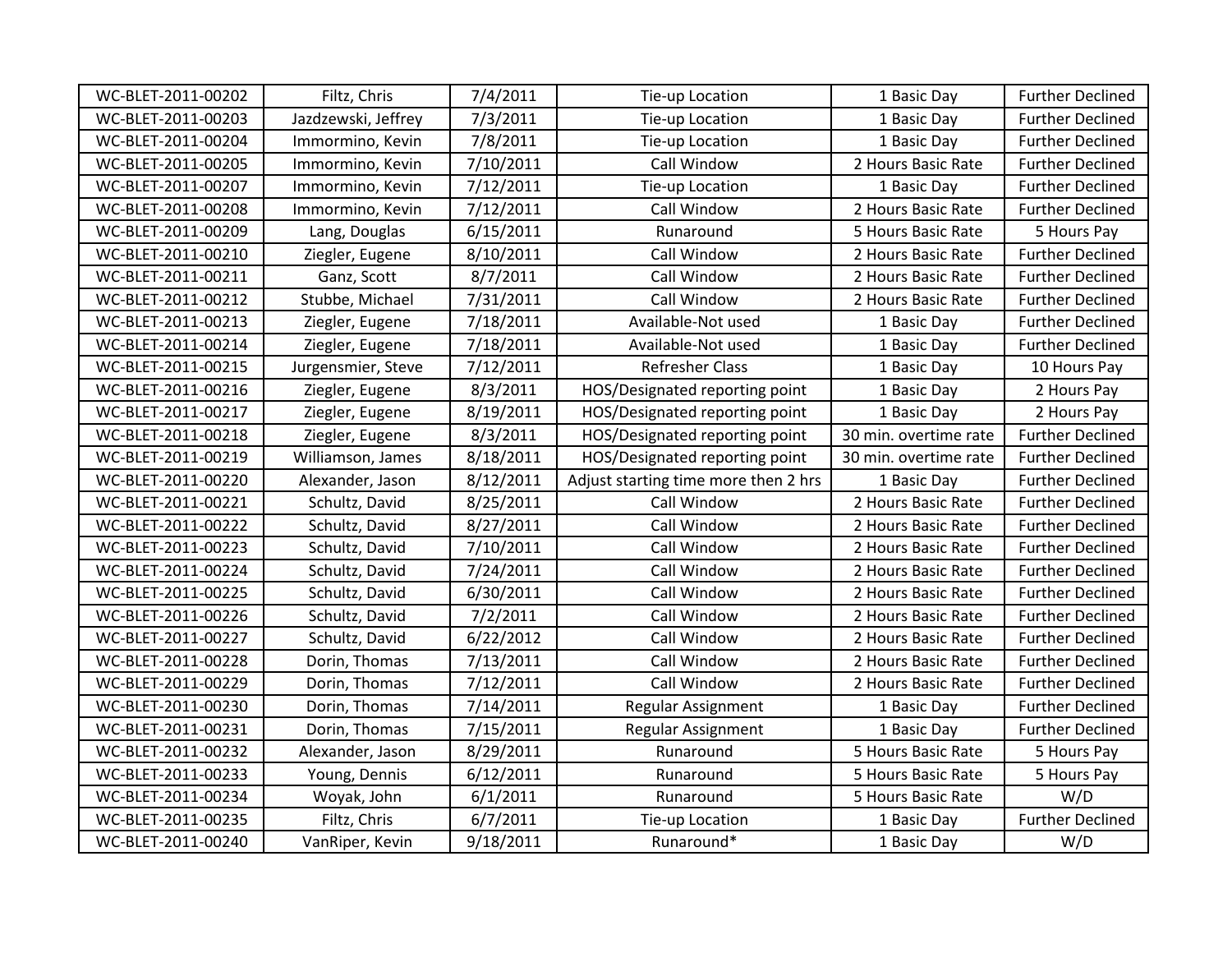| WC-BLET-2011-00202 | Filtz, Chris | 7/4/2011 | Tie-up Location | 1 Basic Day | Further Declined |
|---|---|---|---|---|---|
| WC-BLET-2011-00203 | Jazdzewski, Jeffrey | 7/3/2011 | Tie-up Location | 1 Basic Day | Further Declined |
| WC-BLET-2011-00204 | Immormino, Kevin | 7/8/2011 | Tie-up Location | 1 Basic Day | Further Declined |
| WC-BLET-2011-00205 | Immormino, Kevin | 7/10/2011 | Call Window | 2 Hours Basic Rate | Further Declined |
| WC-BLET-2011-00207 | Immormino, Kevin | 7/12/2011 | Tie-up Location | 1 Basic Day | Further Declined |
| WC-BLET-2011-00208 | Immormino, Kevin | 7/12/2011 | Call Window | 2 Hours Basic Rate | Further Declined |
| WC-BLET-2011-00209 | Lang, Douglas | 6/15/2011 | Runaround | 5 Hours Basic Rate | 5 Hours Pay |
| WC-BLET-2011-00210 | Ziegler, Eugene | 8/10/2011 | Call Window | 2 Hours Basic Rate | Further Declined |
| WC-BLET-2011-00211 | Ganz, Scott | 8/7/2011 | Call Window | 2 Hours Basic Rate | Further Declined |
| WC-BLET-2011-00212 | Stubbe, Michael | 7/31/2011 | Call Window | 2 Hours Basic Rate | Further Declined |
| WC-BLET-2011-00213 | Ziegler, Eugene | 7/18/2011 | Available-Not used | 1 Basic Day | Further Declined |
| WC-BLET-2011-00214 | Ziegler, Eugene | 7/18/2011 | Available-Not used | 1 Basic Day | Further Declined |
| WC-BLET-2011-00215 | Jurgensmier, Steve | 7/12/2011 | Refresher Class | 1 Basic Day | 10 Hours Pay |
| WC-BLET-2011-00216 | Ziegler, Eugene | 8/3/2011 | HOS/Designated reporting point | 1 Basic Day | 2 Hours Pay |
| WC-BLET-2011-00217 | Ziegler, Eugene | 8/19/2011 | HOS/Designated reporting point | 1 Basic Day | 2 Hours Pay |
| WC-BLET-2011-00218 | Ziegler, Eugene | 8/3/2011 | HOS/Designated reporting point | 30 min. overtime rate | Further Declined |
| WC-BLET-2011-00219 | Williamson, James | 8/18/2011 | HOS/Designated reporting point | 30 min. overtime rate | Further Declined |
| WC-BLET-2011-00220 | Alexander, Jason | 8/12/2011 | Adjust starting time more then 2 hrs | 1 Basic Day | Further Declined |
| WC-BLET-2011-00221 | Schultz, David | 8/25/2011 | Call Window | 2 Hours Basic Rate | Further Declined |
| WC-BLET-2011-00222 | Schultz, David | 8/27/2011 | Call Window | 2 Hours Basic Rate | Further Declined |
| WC-BLET-2011-00223 | Schultz, David | 7/10/2011 | Call Window | 2 Hours Basic Rate | Further Declined |
| WC-BLET-2011-00224 | Schultz, David | 7/24/2011 | Call Window | 2 Hours Basic Rate | Further Declined |
| WC-BLET-2011-00225 | Schultz, David | 6/30/2011 | Call Window | 2 Hours Basic Rate | Further Declined |
| WC-BLET-2011-00226 | Schultz, David | 7/2/2011 | Call Window | 2 Hours Basic Rate | Further Declined |
| WC-BLET-2011-00227 | Schultz, David | 6/22/2012 | Call Window | 2 Hours Basic Rate | Further Declined |
| WC-BLET-2011-00228 | Dorin, Thomas | 7/13/2011 | Call Window | 2 Hours Basic Rate | Further Declined |
| WC-BLET-2011-00229 | Dorin, Thomas | 7/12/2011 | Call Window | 2 Hours Basic Rate | Further Declined |
| WC-BLET-2011-00230 | Dorin, Thomas | 7/14/2011 | Regular Assignment | 1 Basic Day | Further Declined |
| WC-BLET-2011-00231 | Dorin, Thomas | 7/15/2011 | Regular Assignment | 1 Basic Day | Further Declined |
| WC-BLET-2011-00232 | Alexander, Jason | 8/29/2011 | Runaround | 5 Hours Basic Rate | 5 Hours Pay |
| WC-BLET-2011-00233 | Young, Dennis | 6/12/2011 | Runaround | 5 Hours Basic Rate | 5 Hours Pay |
| WC-BLET-2011-00234 | Woyak, John | 6/1/2011 | Runaround | 5 Hours Basic Rate | W/D |
| WC-BLET-2011-00235 | Filtz, Chris | 6/7/2011 | Tie-up Location | 1 Basic Day | Further Declined |
| WC-BLET-2011-00240 | VanRiper, Kevin | 9/18/2011 | Runaround* | 1 Basic Day | W/D |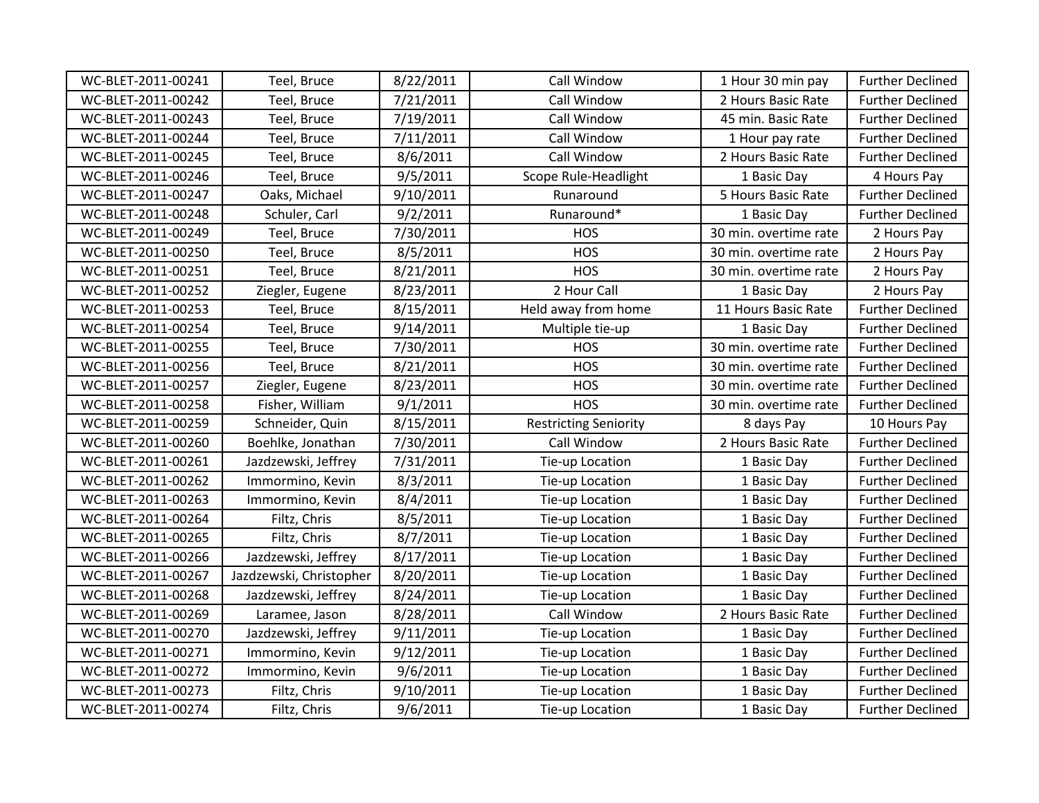| WC-BLET-2011-00241 | Teel, Bruce | 8/22/2011 | Call Window | 1 Hour 30 min pay | Further Declined |
|---|---|---|---|---|---|
| WC-BLET-2011-00242 | Teel, Bruce | 7/21/2011 | Call Window | 2 Hours Basic Rate | Further Declined |
| WC-BLET-2011-00243 | Teel, Bruce | 7/19/2011 | Call Window | 45 min. Basic Rate | Further Declined |
| WC-BLET-2011-00244 | Teel, Bruce | 7/11/2011 | Call Window | 1 Hour pay rate | Further Declined |
| WC-BLET-2011-00245 | Teel, Bruce | 8/6/2011 | Call Window | 2 Hours Basic Rate | Further Declined |
| WC-BLET-2011-00246 | Teel, Bruce | 9/5/2011 | Scope Rule-Headlight | 1 Basic Day | 4 Hours Pay |
| WC-BLET-2011-00247 | Oaks, Michael | 9/10/2011 | Runaround | 5 Hours Basic Rate | Further Declined |
| WC-BLET-2011-00248 | Schuler, Carl | 9/2/2011 | Runaround* | 1 Basic Day | Further Declined |
| WC-BLET-2011-00249 | Teel, Bruce | 7/30/2011 | HOS | 30 min. overtime rate | 2 Hours Pay |
| WC-BLET-2011-00250 | Teel, Bruce | 8/5/2011 | HOS | 30 min. overtime rate | 2 Hours Pay |
| WC-BLET-2011-00251 | Teel, Bruce | 8/21/2011 | HOS | 30 min. overtime rate | 2 Hours Pay |
| WC-BLET-2011-00252 | Ziegler, Eugene | 8/23/2011 | 2 Hour Call | 1 Basic Day | 2 Hours Pay |
| WC-BLET-2011-00253 | Teel, Bruce | 8/15/2011 | Held away from home | 11 Hours Basic Rate | Further Declined |
| WC-BLET-2011-00254 | Teel, Bruce | 9/14/2011 | Multiple tie-up | 1 Basic Day | Further Declined |
| WC-BLET-2011-00255 | Teel, Bruce | 7/30/2011 | HOS | 30 min. overtime rate | Further Declined |
| WC-BLET-2011-00256 | Teel, Bruce | 8/21/2011 | HOS | 30 min. overtime rate | Further Declined |
| WC-BLET-2011-00257 | Ziegler, Eugene | 8/23/2011 | HOS | 30 min. overtime rate | Further Declined |
| WC-BLET-2011-00258 | Fisher, William | 9/1/2011 | HOS | 30 min. overtime rate | Further Declined |
| WC-BLET-2011-00259 | Schneider, Quin | 8/15/2011 | Restricting Seniority | 8 days Pay | 10 Hours Pay |
| WC-BLET-2011-00260 | Boehlke, Jonathan | 7/30/2011 | Call Window | 2 Hours Basic Rate | Further Declined |
| WC-BLET-2011-00261 | Jazdzewski, Jeffrey | 7/31/2011 | Tie-up Location | 1 Basic Day | Further Declined |
| WC-BLET-2011-00262 | Immormino, Kevin | 8/3/2011 | Tie-up Location | 1 Basic Day | Further Declined |
| WC-BLET-2011-00263 | Immormino, Kevin | 8/4/2011 | Tie-up Location | 1 Basic Day | Further Declined |
| WC-BLET-2011-00264 | Filtz, Chris | 8/5/2011 | Tie-up Location | 1 Basic Day | Further Declined |
| WC-BLET-2011-00265 | Filtz, Chris | 8/7/2011 | Tie-up Location | 1 Basic Day | Further Declined |
| WC-BLET-2011-00266 | Jazdzewski, Jeffrey | 8/17/2011 | Tie-up Location | 1 Basic Day | Further Declined |
| WC-BLET-2011-00267 | Jazdzewski, Christopher | 8/20/2011 | Tie-up Location | 1 Basic Day | Further Declined |
| WC-BLET-2011-00268 | Jazdzewski, Jeffrey | 8/24/2011 | Tie-up Location | 1 Basic Day | Further Declined |
| WC-BLET-2011-00269 | Laramee, Jason | 8/28/2011 | Call Window | 2 Hours Basic Rate | Further Declined |
| WC-BLET-2011-00270 | Jazdzewski, Jeffrey | 9/11/2011 | Tie-up Location | 1 Basic Day | Further Declined |
| WC-BLET-2011-00271 | Immormino, Kevin | 9/12/2011 | Tie-up Location | 1 Basic Day | Further Declined |
| WC-BLET-2011-00272 | Immormino, Kevin | 9/6/2011 | Tie-up Location | 1 Basic Day | Further Declined |
| WC-BLET-2011-00273 | Filtz, Chris | 9/10/2011 | Tie-up Location | 1 Basic Day | Further Declined |
| WC-BLET-2011-00274 | Filtz, Chris | 9/6/2011 | Tie-up Location | 1 Basic Day | Further Declined |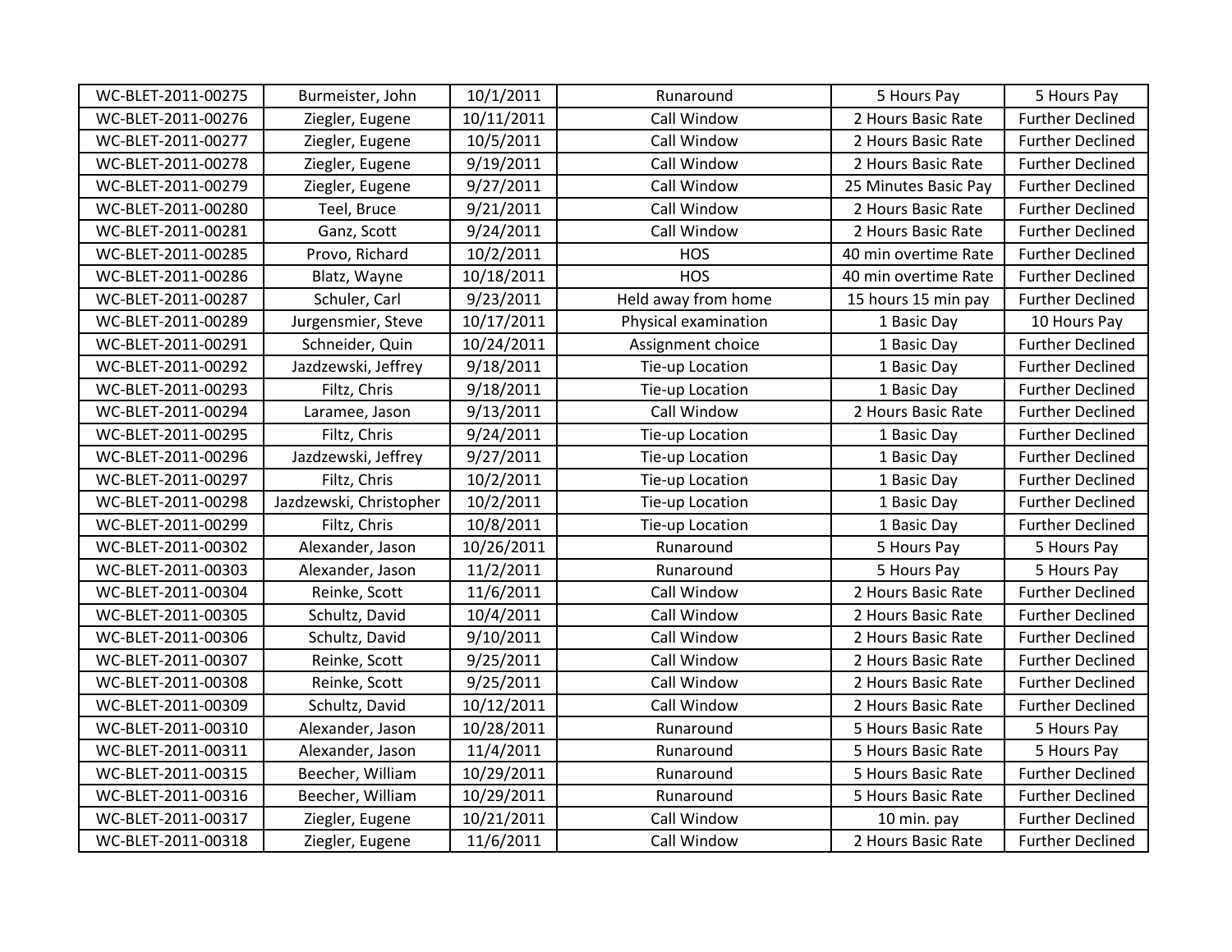| WC-BLET-2011-00275 | Burmeister, John | 10/1/2011 | Runaround | 5 Hours Pay | 5 Hours Pay |
|---|---|---|---|---|---|
| WC-BLET-2011-00276 | Ziegler, Eugene | 10/11/2011 | Call Window | 2 Hours Basic Rate | Further Declined |
| WC-BLET-2011-00277 | Ziegler, Eugene | 10/5/2011 | Call Window | 2 Hours Basic Rate | Further Declined |
| WC-BLET-2011-00278 | Ziegler, Eugene | 9/19/2011 | Call Window | 2 Hours Basic Rate | Further Declined |
| WC-BLET-2011-00279 | Ziegler, Eugene | 9/27/2011 | Call Window | 25 Minutes Basic Pay | Further Declined |
| WC-BLET-2011-00280 | Teel, Bruce | 9/21/2011 | Call Window | 2 Hours Basic Rate | Further Declined |
| WC-BLET-2011-00281 | Ganz, Scott | 9/24/2011 | Call Window | 2 Hours Basic Rate | Further Declined |
| WC-BLET-2011-00285 | Provo, Richard | 10/2/2011 | HOS | 40 min overtime Rate | Further Declined |
| WC-BLET-2011-00286 | Blatz, Wayne | 10/18/2011 | HOS | 40 min overtime Rate | Further Declined |
| WC-BLET-2011-00287 | Schuler, Carl | 9/23/2011 | Held away from home | 15 hours 15 min pay | Further Declined |
| WC-BLET-2011-00289 | Jurgensmier, Steve | 10/17/2011 | Physical examination | 1 Basic Day | 10 Hours Pay |
| WC-BLET-2011-00291 | Schneider, Quin | 10/24/2011 | Assignment choice | 1 Basic Day | Further Declined |
| WC-BLET-2011-00292 | Jazdzewski, Jeffrey | 9/18/2011 | Tie-up Location | 1 Basic Day | Further Declined |
| WC-BLET-2011-00293 | Filtz, Chris | 9/18/2011 | Tie-up Location | 1 Basic Day | Further Declined |
| WC-BLET-2011-00294 | Laramee, Jason | 9/13/2011 | Call Window | 2 Hours Basic Rate | Further Declined |
| WC-BLET-2011-00295 | Filtz, Chris | 9/24/2011 | Tie-up Location | 1 Basic Day | Further Declined |
| WC-BLET-2011-00296 | Jazdzewski, Jeffrey | 9/27/2011 | Tie-up Location | 1 Basic Day | Further Declined |
| WC-BLET-2011-00297 | Filtz, Chris | 10/2/2011 | Tie-up Location | 1 Basic Day | Further Declined |
| WC-BLET-2011-00298 | Jazdzewski, Christopher | 10/2/2011 | Tie-up Location | 1 Basic Day | Further Declined |
| WC-BLET-2011-00299 | Filtz, Chris | 10/8/2011 | Tie-up Location | 1 Basic Day | Further Declined |
| WC-BLET-2011-00302 | Alexander, Jason | 10/26/2011 | Runaround | 5 Hours Pay | 5 Hours Pay |
| WC-BLET-2011-00303 | Alexander, Jason | 11/2/2011 | Runaround | 5 Hours Pay | 5 Hours Pay |
| WC-BLET-2011-00304 | Reinke, Scott | 11/6/2011 | Call Window | 2 Hours Basic Rate | Further Declined |
| WC-BLET-2011-00305 | Schultz, David | 10/4/2011 | Call Window | 2 Hours Basic Rate | Further Declined |
| WC-BLET-2011-00306 | Schultz, David | 9/10/2011 | Call Window | 2 Hours Basic Rate | Further Declined |
| WC-BLET-2011-00307 | Reinke, Scott | 9/25/2011 | Call Window | 2 Hours Basic Rate | Further Declined |
| WC-BLET-2011-00308 | Reinke, Scott | 9/25/2011 | Call Window | 2 Hours Basic Rate | Further Declined |
| WC-BLET-2011-00309 | Schultz, David | 10/12/2011 | Call Window | 2 Hours Basic Rate | Further Declined |
| WC-BLET-2011-00310 | Alexander, Jason | 10/28/2011 | Runaround | 5 Hours Basic Rate | 5 Hours Pay |
| WC-BLET-2011-00311 | Alexander, Jason | 11/4/2011 | Runaround | 5 Hours Basic Rate | 5 Hours Pay |
| WC-BLET-2011-00315 | Beecher, William | 10/29/2011 | Runaround | 5 Hours Basic Rate | Further Declined |
| WC-BLET-2011-00316 | Beecher, William | 10/29/2011 | Runaround | 5 Hours Basic Rate | Further Declined |
| WC-BLET-2011-00317 | Ziegler, Eugene | 10/21/2011 | Call Window | 10 min. pay | Further Declined |
| WC-BLET-2011-00318 | Ziegler, Eugene | 11/6/2011 | Call Window | 2 Hours Basic Rate | Further Declined |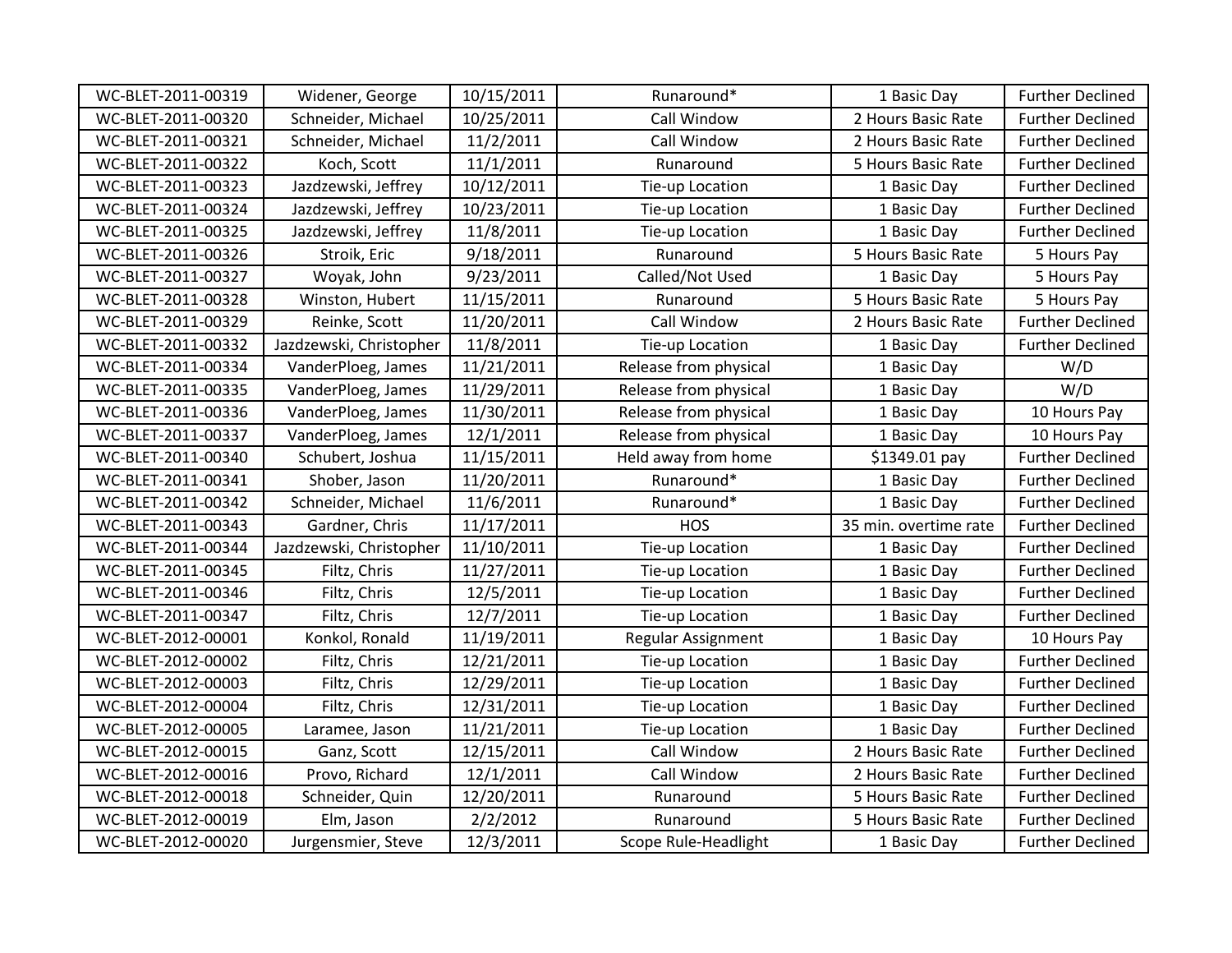| | | | | | |
|---|---|---|---|---|---|
| WC-BLET-2011-00319 | Widener, George | 10/15/2011 | Runaround* | 1 Basic Day | Further Declined |
| WC-BLET-2011-00320 | Schneider, Michael | 10/25/2011 | Call Window | 2 Hours Basic Rate | Further Declined |
| WC-BLET-2011-00321 | Schneider, Michael | 11/2/2011 | Call Window | 2 Hours Basic Rate | Further Declined |
| WC-BLET-2011-00322 | Koch, Scott | 11/1/2011 | Runaround | 5 Hours Basic Rate | Further Declined |
| WC-BLET-2011-00323 | Jazdzewski, Jeffrey | 10/12/2011 | Tie-up Location | 1 Basic Day | Further Declined |
| WC-BLET-2011-00324 | Jazdzewski, Jeffrey | 10/23/2011 | Tie-up Location | 1 Basic Day | Further Declined |
| WC-BLET-2011-00325 | Jazdzewski, Jeffrey | 11/8/2011 | Tie-up Location | 1 Basic Day | Further Declined |
| WC-BLET-2011-00326 | Stroik, Eric | 9/18/2011 | Runaround | 5 Hours Basic Rate | 5 Hours Pay |
| WC-BLET-2011-00327 | Woyak, John | 9/23/2011 | Called/Not Used | 1 Basic Day | 5 Hours Pay |
| WC-BLET-2011-00328 | Winston, Hubert | 11/15/2011 | Runaround | 5 Hours Basic Rate | 5 Hours Pay |
| WC-BLET-2011-00329 | Reinke, Scott | 11/20/2011 | Call Window | 2 Hours Basic Rate | Further Declined |
| WC-BLET-2011-00332 | Jazdzewski, Christopher | 11/8/2011 | Tie-up Location | 1 Basic Day | Further Declined |
| WC-BLET-2011-00334 | VanderPloeg, James | 11/21/2011 | Release from physical | 1 Basic Day | W/D |
| WC-BLET-2011-00335 | VanderPloeg, James | 11/29/2011 | Release from physical | 1 Basic Day | W/D |
| WC-BLET-2011-00336 | VanderPloeg, James | 11/30/2011 | Release from physical | 1 Basic Day | 10 Hours Pay |
| WC-BLET-2011-00337 | VanderPloeg, James | 12/1/2011 | Release from physical | 1 Basic Day | 10 Hours Pay |
| WC-BLET-2011-00340 | Schubert, Joshua | 11/15/2011 | Held away from home | $1349.01 pay | Further Declined |
| WC-BLET-2011-00341 | Shober, Jason | 11/20/2011 | Runaround* | 1 Basic Day | Further Declined |
| WC-BLET-2011-00342 | Schneider, Michael | 11/6/2011 | Runaround* | 1 Basic Day | Further Declined |
| WC-BLET-2011-00343 | Gardner, Chris | 11/17/2011 | HOS | 35 min. overtime rate | Further Declined |
| WC-BLET-2011-00344 | Jazdzewski, Christopher | 11/10/2011 | Tie-up Location | 1 Basic Day | Further Declined |
| WC-BLET-2011-00345 | Filtz, Chris | 11/27/2011 | Tie-up Location | 1 Basic Day | Further Declined |
| WC-BLET-2011-00346 | Filtz, Chris | 12/5/2011 | Tie-up Location | 1 Basic Day | Further Declined |
| WC-BLET-2011-00347 | Filtz, Chris | 12/7/2011 | Tie-up Location | 1 Basic Day | Further Declined |
| WC-BLET-2012-00001 | Konkol, Ronald | 11/19/2011 | Regular Assignment | 1 Basic Day | 10 Hours Pay |
| WC-BLET-2012-00002 | Filtz, Chris | 12/21/2011 | Tie-up Location | 1 Basic Day | Further Declined |
| WC-BLET-2012-00003 | Filtz, Chris | 12/29/2011 | Tie-up Location | 1 Basic Day | Further Declined |
| WC-BLET-2012-00004 | Filtz, Chris | 12/31/2011 | Tie-up Location | 1 Basic Day | Further Declined |
| WC-BLET-2012-00005 | Laramee, Jason | 11/21/2011 | Tie-up Location | 1 Basic Day | Further Declined |
| WC-BLET-2012-00015 | Ganz, Scott | 12/15/2011 | Call Window | 2 Hours Basic Rate | Further Declined |
| WC-BLET-2012-00016 | Provo, Richard | 12/1/2011 | Call Window | 2 Hours Basic Rate | Further Declined |
| WC-BLET-2012-00018 | Schneider, Quin | 12/20/2011 | Runaround | 5 Hours Basic Rate | Further Declined |
| WC-BLET-2012-00019 | Elm, Jason | 2/2/2012 | Runaround | 5 Hours Basic Rate | Further Declined |
| WC-BLET-2012-00020 | Jurgensmier, Steve | 12/3/2011 | Scope Rule-Headlight | 1 Basic Day | Further Declined |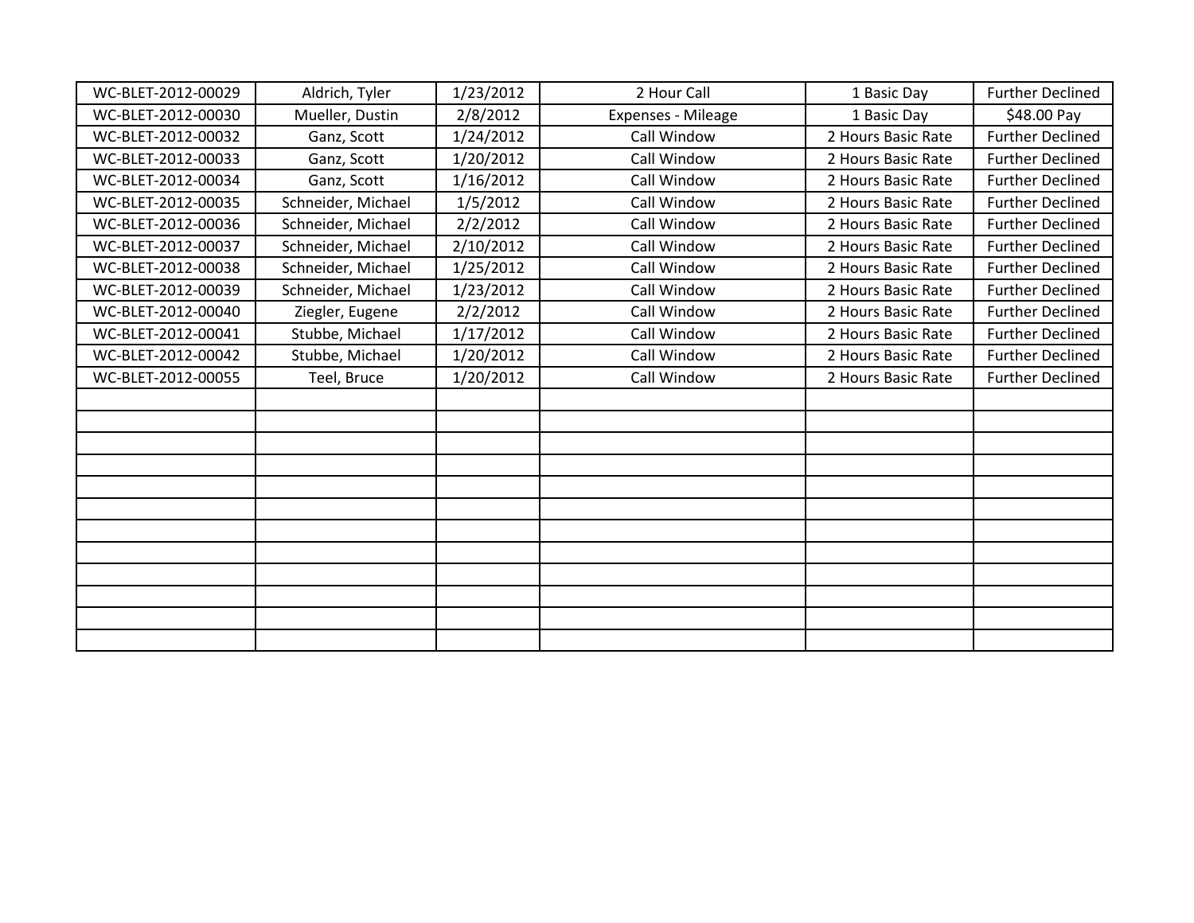| | | | | | |
|---|---|---|---|---|---|
| WC-BLET-2012-00029 | Aldrich, Tyler | 1/23/2012 | 2 Hour Call | 1 Basic Day | Further Declined |
| WC-BLET-2012-00030 | Mueller, Dustin | 2/8/2012 | Expenses - Mileage | 1 Basic Day | $48.00 Pay |
| WC-BLET-2012-00032 | Ganz, Scott | 1/24/2012 | Call Window | 2 Hours Basic Rate | Further Declined |
| WC-BLET-2012-00033 | Ganz, Scott | 1/20/2012 | Call Window | 2 Hours Basic Rate | Further Declined |
| WC-BLET-2012-00034 | Ganz, Scott | 1/16/2012 | Call Window | 2 Hours Basic Rate | Further Declined |
| WC-BLET-2012-00035 | Schneider, Michael | 1/5/2012 | Call Window | 2 Hours Basic Rate | Further Declined |
| WC-BLET-2012-00036 | Schneider, Michael | 2/2/2012 | Call Window | 2 Hours Basic Rate | Further Declined |
| WC-BLET-2012-00037 | Schneider, Michael | 2/10/2012 | Call Window | 2 Hours Basic Rate | Further Declined |
| WC-BLET-2012-00038 | Schneider, Michael | 1/25/2012 | Call Window | 2 Hours Basic Rate | Further Declined |
| WC-BLET-2012-00039 | Schneider, Michael | 1/23/2012 | Call Window | 2 Hours Basic Rate | Further Declined |
| WC-BLET-2012-00040 | Ziegler, Eugene | 2/2/2012 | Call Window | 2 Hours Basic Rate | Further Declined |
| WC-BLET-2012-00041 | Stubbe, Michael | 1/17/2012 | Call Window | 2 Hours Basic Rate | Further Declined |
| WC-BLET-2012-00042 | Stubbe, Michael | 1/20/2012 | Call Window | 2 Hours Basic Rate | Further Declined |
| WC-BLET-2012-00055 | Teel, Bruce | 1/20/2012 | Call Window | 2 Hours Basic Rate | Further Declined |
| | | | | | |
| | | | | | |
| | | | | | |
| | | | | | |
| | | | | | |
| | | | | | |
| | | | | | |
| | | | | | |
| | | | | | |
| | | | | | |
| | | | | | |
| | | | | | |